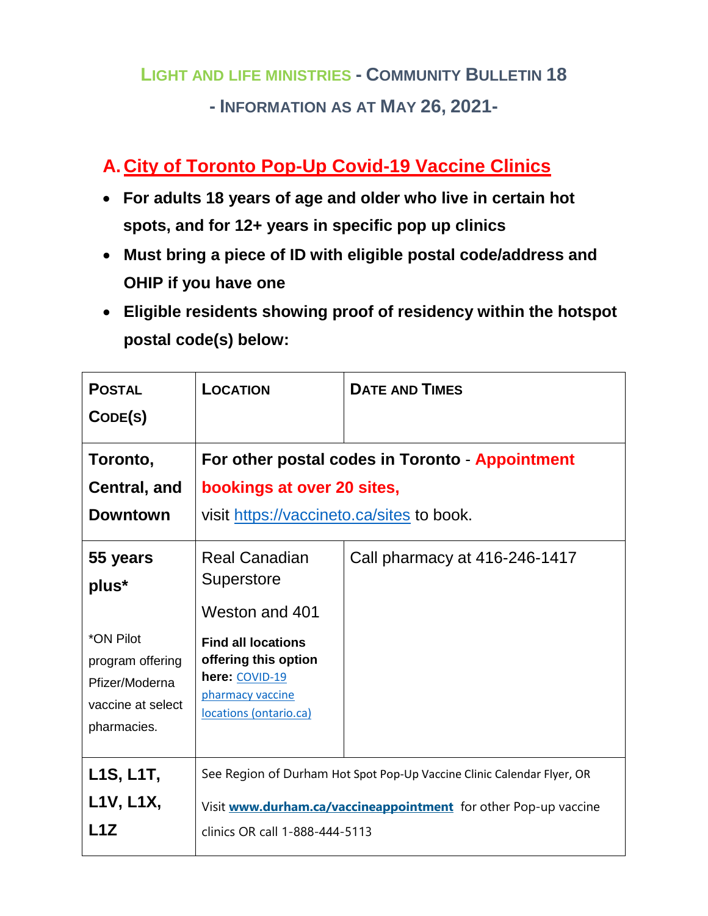# LIGHT AND LIFE MINISTRIES - COMMUNITY BULLETIN 18

## - INFORMATION AS AT MAY 26, 2021-

## A. City of Toronto Pop-Up Covid-19 Vaccine Clinics

- **For adults 18 years of age and older who live in certain hot spots, and for 12+ years in specific pop up clinics**
- **Must bring a piece of ID with eligible postal code/address and OHIP if you have one**
- **Eligible residents showing proof of residency within the hotspot postal code(s) below:**

| POSTAL CODE(S) | LOCATION | DATE AND TIMES |
|---|---|---|
| **Toronto, Central, and Downtown** | **For other postal codes in Toronto** - **Appointment bookings at over 20 sites,** visit https://vaccineto.ca/sites to book. | |
| **55 years plus*** <br> *ON Pilot program offering Pfizer/Moderna vaccine at select pharmacies. | Real Canadian Superstore <br> Weston and 401 <br> **Find all locations offering this option here:** COVID-19 pharmacy vaccine locations (ontario.ca) | Call pharmacy at 416-246-1417 |
| **L1S, L1T, L1V, L1X, L1Z** | See Region of Durham Hot Spot Pop-Up Vaccine Clinic Calendar Flyer, OR Visit **www.durham.ca/vaccineappointment** for other Pop-up vaccine clinics OR call 1-888-444-5113 | |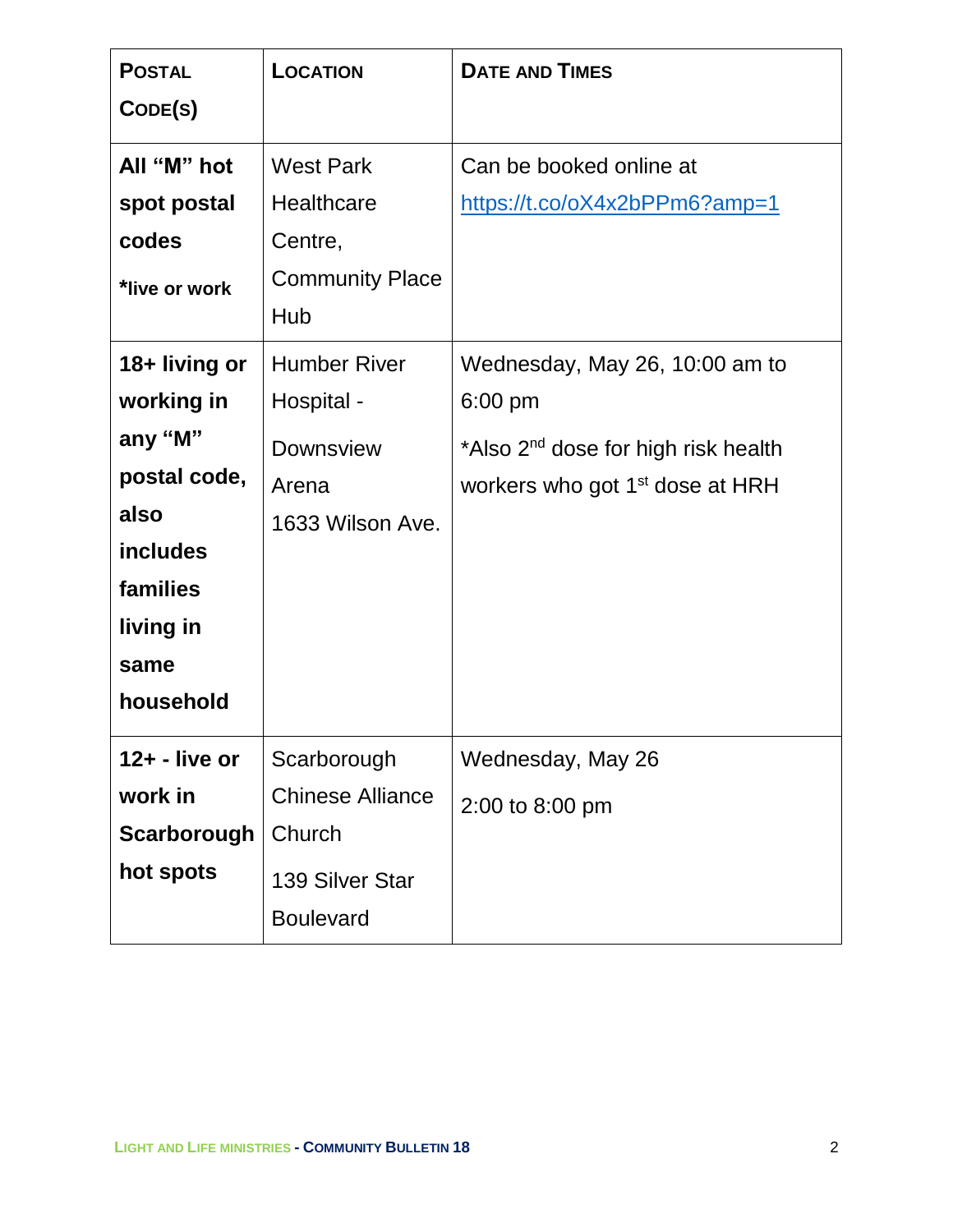| Postal Code(s) | Location | Date and Times |
| --- | --- | --- |
| **All "M" hot spot postal codes** **\*live or work** | West Park Healthcare Centre, Community Place Hub | Can be booked online at [https://t.co/oX4x2bPPm6?amp=1](https://t.co/oX4x2bPPm6?amp=1) |
| **18+ living or working in any "M" postal code, also includes families living in same household** | Humber River Hospital - Downsview Arena 1633 Wilson Ave. | Wednesday, May 26, 10:00 am to 6:00 pm *Also 2nd dose for high risk health workers who got 1st dose at HRH |
| **12+ - live or work in Scarborough hot spots** | Scarborough Chinese Alliance Church 139 Silver Star Boulevard | Wednesday, May 26 2:00 to 8:00 pm |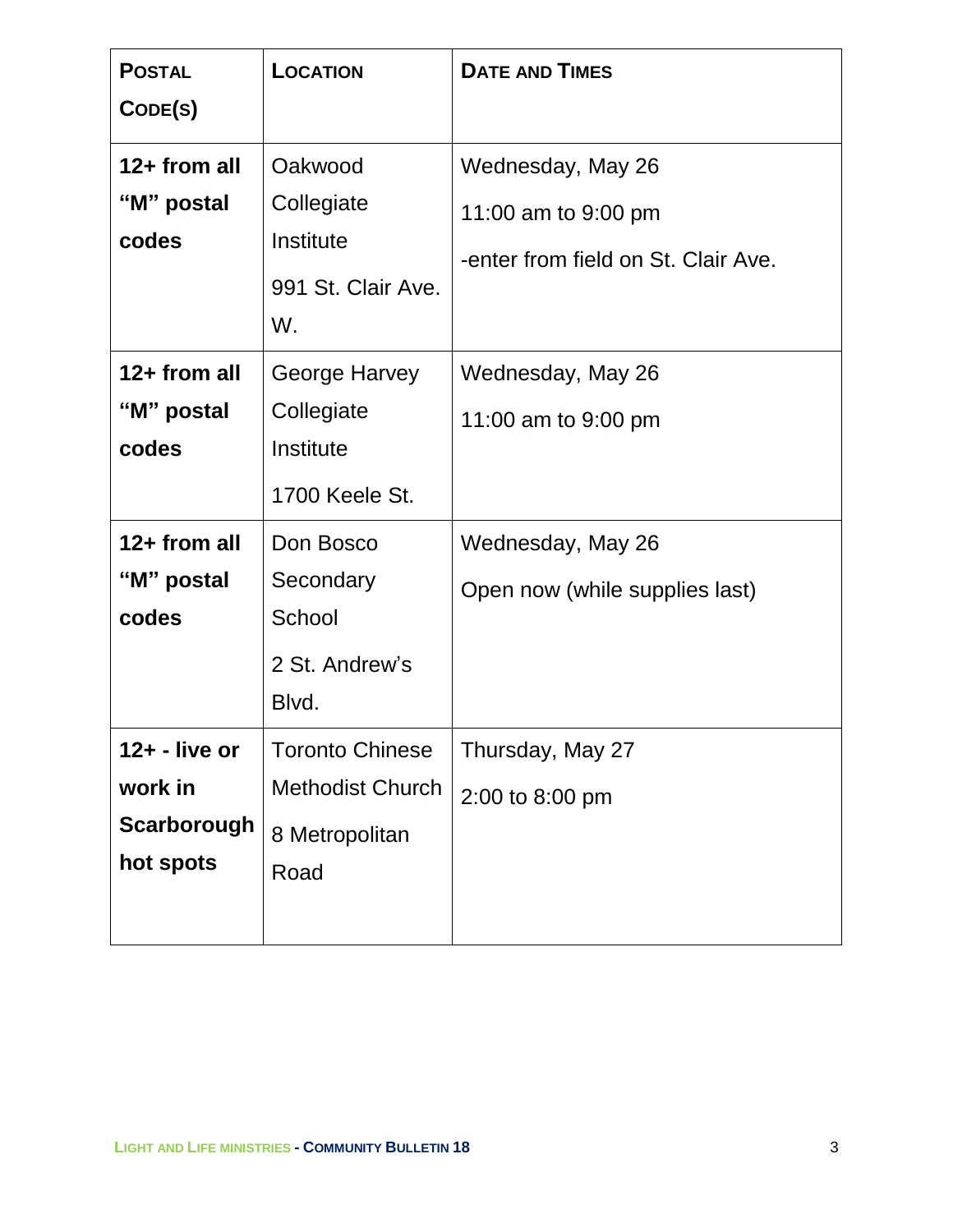| Postal Code(s) | Location | Date and Times |
|---|---|---|
| **12+ from all "M" postal codes** | Oakwood Collegiate Institute<br>991 St. Clair Ave. W. | Wednesday, May 26<br>11:00 am to 9:00 pm<br>-enter from field on St. Clair Ave. |
| **12+ from all "M" postal codes** | George Harvey Collegiate Institute<br>1700 Keele St. | Wednesday, May 26<br>11:00 am to 9:00 pm |
| **12+ from all "M" postal codes** | Don Bosco Secondary School<br>2 St. Andrew's Blvd. | Wednesday, May 26<br>Open now (while supplies last) |
| **12+ - live or work in Scarborough hot spots** | Toronto Chinese Methodist Church<br>8 Metropolitan Road | Thursday, May 27<br>2:00 to 8:00 pm |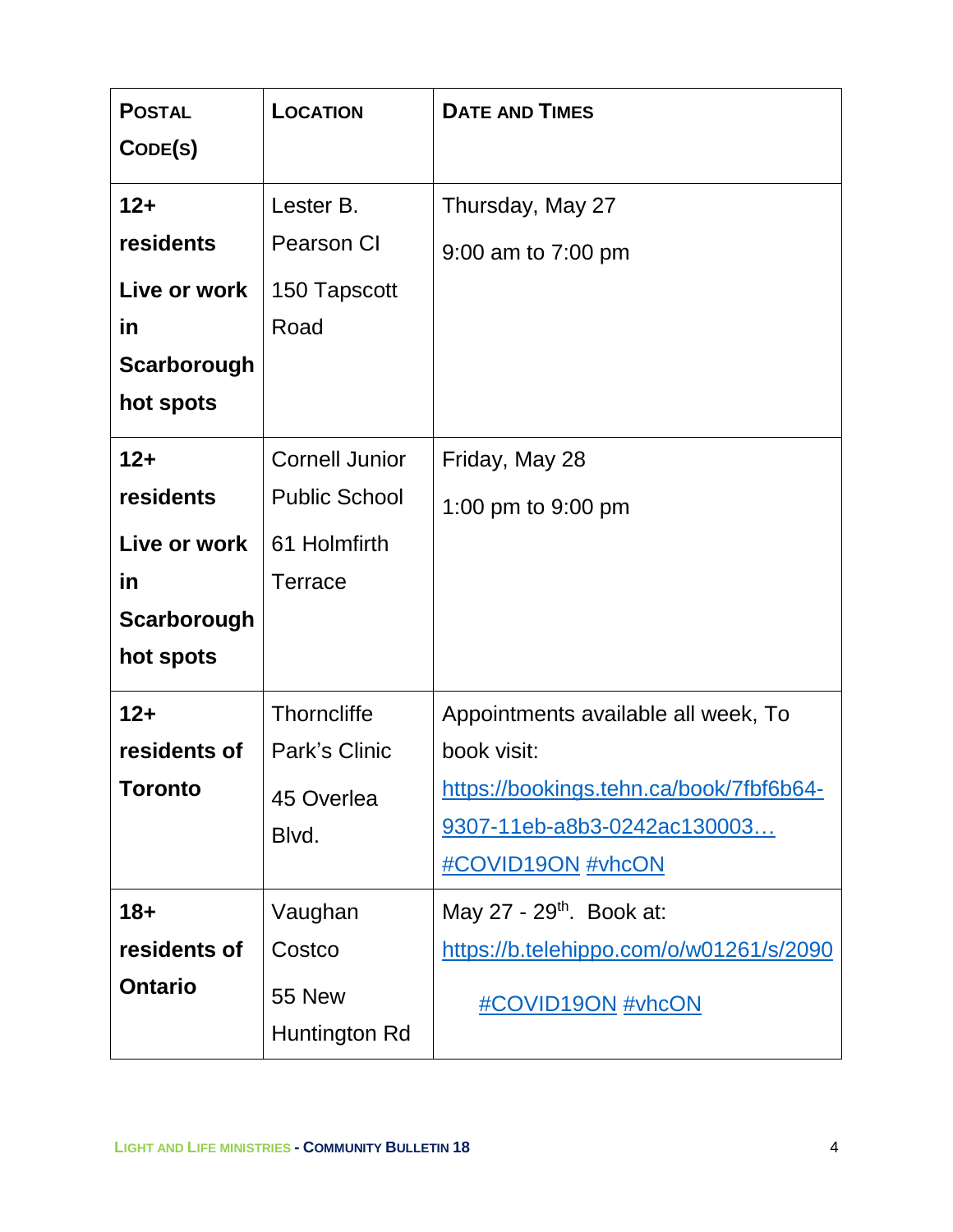| **Postal Code(s)** | **Location** | **Date and Times** |
|---|---|---|
| **12+ residents Live or work in Scarborough hot spots** | Lester B. Pearson CI 150 Tapscott Road | Thursday, May 27 9:00 am to 7:00 pm |
| **12+ residents Live or work in Scarborough hot spots** | Cornell Junior Public School 61 Holmfirth Terrace | Friday, May 28 1:00 pm to 9:00 pm |
| **12+ residents of Toronto** | Thorncliffe Park's Clinic 45 Overlea Blvd. | Appointments available all week, To book visit: https://bookings.tehn.ca/book/7fbf6b64-9307-11eb-a8b3-0242ac130003… #COVID19ON #vhcON |
| **18+ residents of Ontario** | Vaughan Costco 55 New Huntington Rd | May 27 - 29th. Book at: https://b.telehippo.com/o/w01261/s/2090 #COVID19ON #vhcON |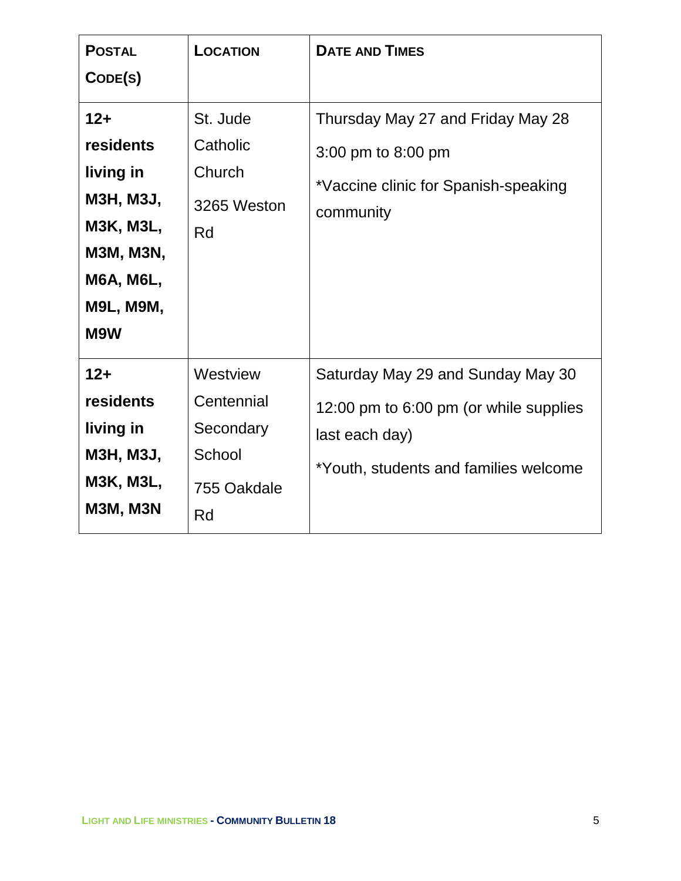| POSTAL CODE(S) | LOCATION | DATE AND TIMES |
|---|---|---|
| **12+ residents living in M3H, M3J, M3K, M3L, M3M, M3N, M6A, M6L, M9L, M9M, M9W** | St. Jude Catholic Church<br>3265 Weston Rd | Thursday May 27 and Friday May 28<br>3:00 pm to 8:00 pm<br>*Vaccine clinic for Spanish-speaking community |
| **12+ residents living in M3H, M3J, M3K, M3L, M3M, M3N** | Westview Centennial Secondary School<br>755 Oakdale Rd | Saturday May 29 and Sunday May 30<br>12:00 pm to 6:00 pm (or while supplies last each day)<br>*Youth, students and families welcome |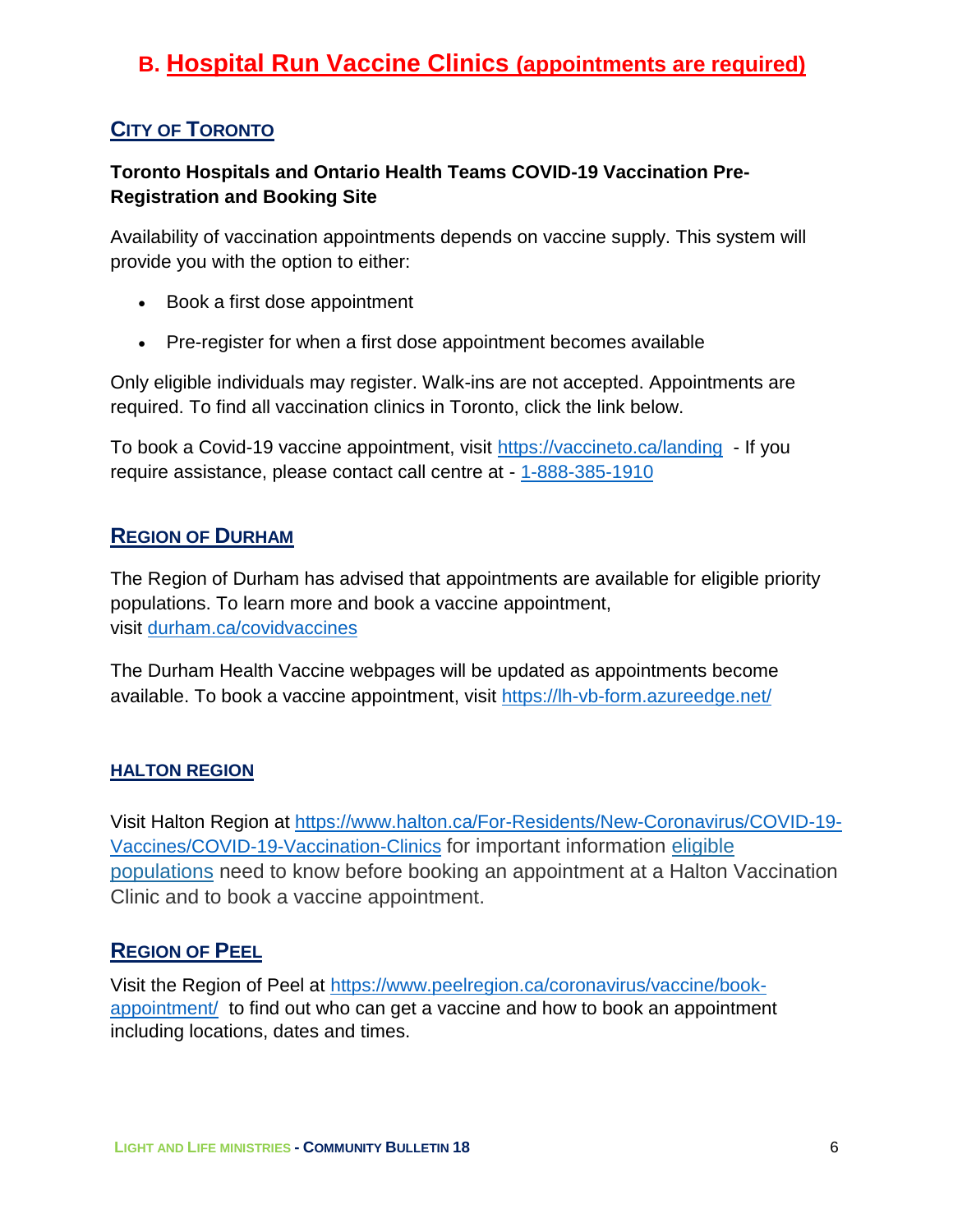## B. Hospital Run Vaccine Clinics (appointments are required)

### CITY OF TORONTO

**Toronto Hospitals and Ontario Health Teams COVID-19 Vaccination Pre-Registration and Booking Site**

Availability of vaccination appointments depends on vaccine supply. This system will provide you with the option to either:

- Book a first dose appointment
- Pre-register for when a first dose appointment becomes available

Only eligible individuals may register. Walk-ins are not accepted. Appointments are required. To find all vaccination clinics in Toronto, click the link below.

To book a Covid-19 vaccine appointment, visit https://vaccineto.ca/landing - If you require assistance, please contact call centre at - 1-888-385-1910

### REGION OF DURHAM

The Region of Durham has advised that appointments are available for eligible priority populations. To learn more and book a vaccine appointment, visit durham.ca/covidvaccines

The Durham Health Vaccine webpages will be updated as appointments become available. To book a vaccine appointment, visit https://lh-vb-form.azureedge.net/

### HALTON REGION

Visit Halton Region at https://www.halton.ca/For-Residents/New-Coronavirus/COVID-19-Vaccines/COVID-19-Vaccination-Clinics for important information eligible populations need to know before booking an appointment at a Halton Vaccination Clinic and to book a vaccine appointment.

### REGION OF PEEL

Visit the Region of Peel at https://www.peelregion.ca/coronavirus/vaccine/book-appointment/ to find out who can get a vaccine and how to book an appointment including locations, dates and times.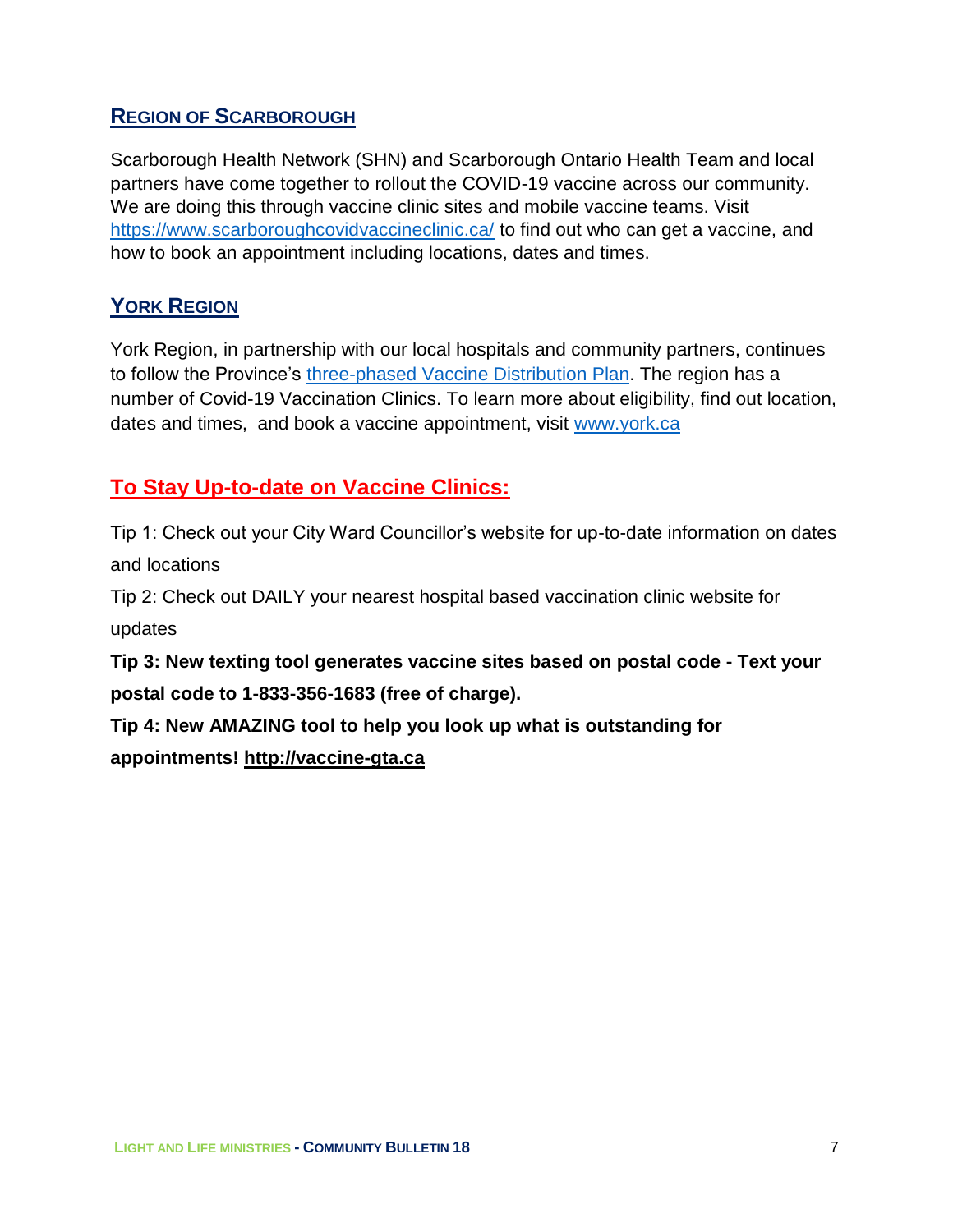## Region of Scarborough

Scarborough Health Network (SHN) and Scarborough Ontario Health Team and local partners have come together to rollout the COVID-19 vaccine across our community. We are doing this through vaccine clinic sites and mobile vaccine teams. Visit https://www.scarboroughcovidvaccineclinic.ca/ to find out who can get a vaccine, and how to book an appointment including locations, dates and times.

## York Region

York Region, in partnership with our local hospitals and community partners, continues to follow the Province's three-phased Vaccine Distribution Plan. The region has a number of Covid-19 Vaccination Clinics. To learn more about eligibility, find out location, dates and times, and book a vaccine appointment, visit www.york.ca

## To Stay Up-to-date on Vaccine Clinics:

Tip 1: Check out your City Ward Councillor's website for up-to-date information on dates and locations

Tip 2: Check out DAILY your nearest hospital based vaccination clinic website for updates

**Tip 3: New texting tool generates vaccine sites based on postal code - Text your postal code to 1-833-356-1683 (free of charge).**

**Tip 4: New AMAZING tool to help you look up what is outstanding for appointments! http://vaccine-gta.ca**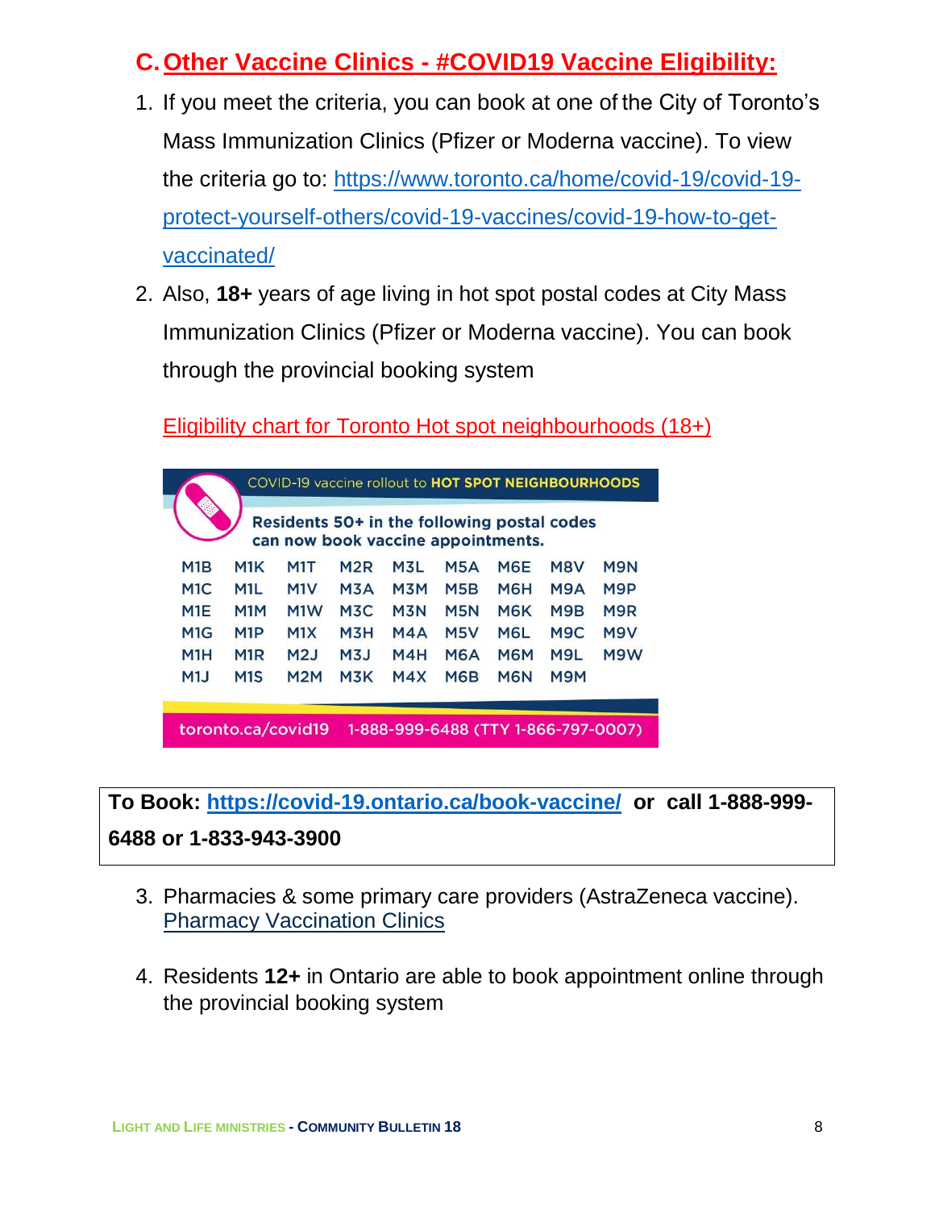## C. Other Vaccine Clinics - #COVID19 Vaccine Eligibility:

1. If you meet the criteria, you can book at one of the City of Toronto's Mass Immunization Clinics (Pfizer or Moderna vaccine). To view the criteria go to: https://www.toronto.ca/home/covid-19/covid-19-protect-yourself-others/covid-19-vaccines/covid-19-how-to-get-vaccinated/
2. Also, **18+** years of age living in hot spot postal codes at City Mass Immunization Clinics (Pfizer or Moderna vaccine). You can book through the provincial booking system

   Eligibility chart for Toronto Hot spot neighbourhoods (18+)

   COVID-19 vaccine rollout to **HOT SPOT NEIGHBOURHOODS**

   **Residents 50+ in the following postal codes can now book vaccine appointments.**

   | | | | | | | | | |
   |---|---|---|---|---|---|---|---|---|
   | M1B | M1K | M1T | M2R | M3L | M5A | M6E | M8V | M9N |
   | M1C | M1L | M1V | M3A | M3M | M5B | M6H | M9A | M9P |
   | M1E | M1M | M1W | M3C | M3N | M5N | M6K | M9B | M9R |
   | M1G | M1P | M1X | M3H | M4A | M5V | M6L | M9C | M9V |
   | M1H | M1R | M2J | M3J | M4H | M6A | M6M | M9L | M9W |
   | M1J | M1S | M2M | M3K | M4X | M6B | M6N | M9M | |

   toronto.ca/covid19 1-888-999-6488 (TTY 1-866-797-0007)

**To Book: https://covid-19.ontario.ca/book-vaccine/ or call 1-888-999-6488 or 1-833-943-3900**

3. Pharmacies & some primary care providers (AstraZeneca vaccine). Pharmacy Vaccination Clinics
4. Residents **12+** in Ontario are able to book appointment online through the provincial booking system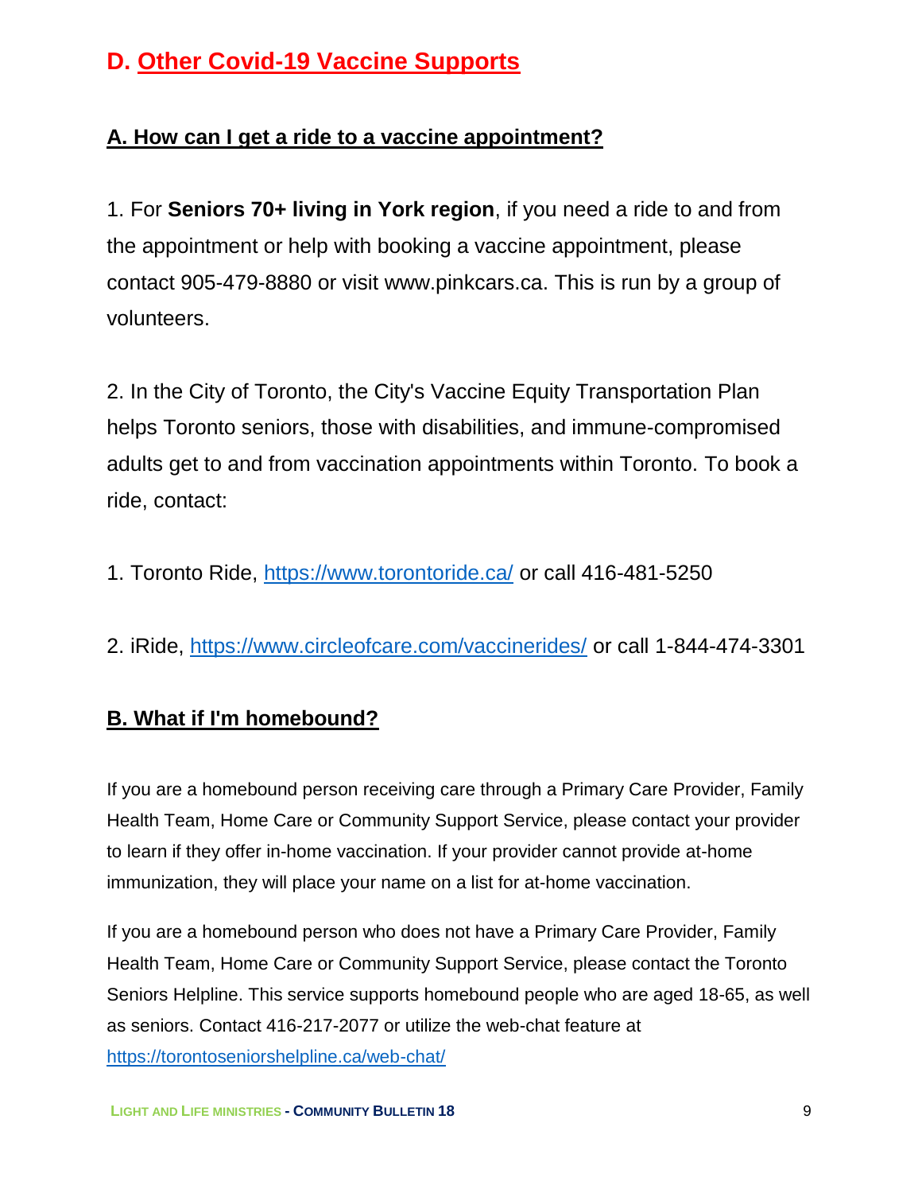## D. Other Covid-19 Vaccine Supports

### A. How can I get a ride to a vaccine appointment?

1. For **Seniors 70+ living in York region**, if you need a ride to and from the appointment or help with booking a vaccine appointment, please contact 905-479-8880 or visit www.pinkcars.ca. This is run by a group of volunteers.

2. In the City of Toronto, the City's Vaccine Equity Transportation Plan helps Toronto seniors, those with disabilities, and immune-compromised adults get to and from vaccination appointments within Toronto. To book a ride, contact:

1. Toronto Ride, https://www.torontoride.ca/ or call 416-481-5250

2. iRide, https://www.circleofcare.com/vaccinerides/ or call 1-844-474-3301

### B. What if I'm homebound?

If you are a homebound person receiving care through a Primary Care Provider, Family Health Team, Home Care or Community Support Service, please contact your provider to learn if they offer in-home vaccination. If your provider cannot provide at-home immunization, they will place your name on a list for at-home vaccination.

If you are a homebound person who does not have a Primary Care Provider, Family Health Team, Home Care or Community Support Service, please contact the Toronto Seniors Helpline. This service supports homebound people who are aged 18-65, as well as seniors. Contact 416-217-2077 or utilize the web-chat feature at https://torontoseniorshelpline.ca/web-chat/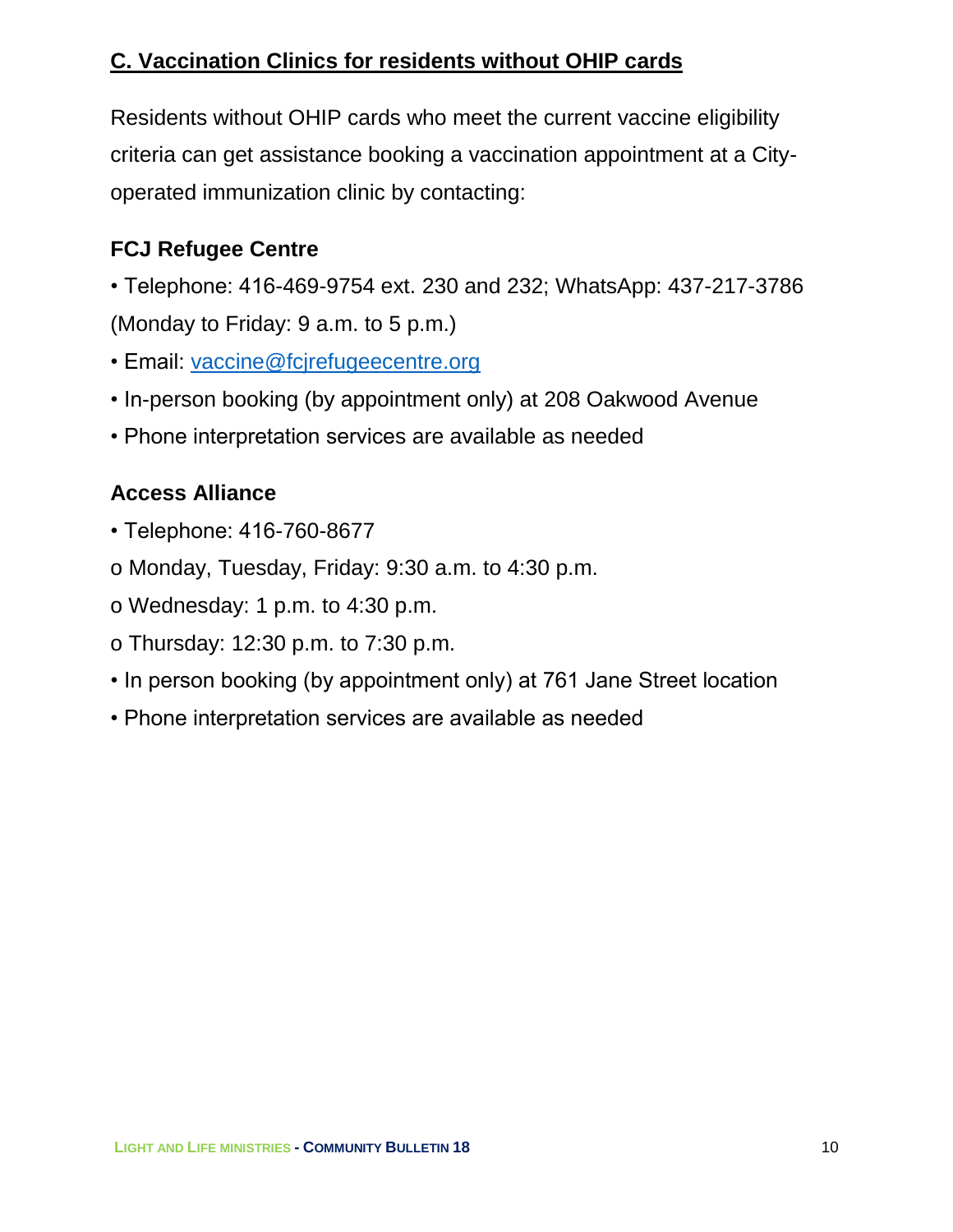## C. Vaccination Clinics for residents without OHIP cards

Residents without OHIP cards who meet the current vaccine eligibility criteria can get assistance booking a vaccination appointment at a City-operated immunization clinic by contacting:

### FCJ Refugee Centre

- Telephone: 416-469-9754 ext. 230 and 232; WhatsApp: 437-217-3786 (Monday to Friday: 9 a.m. to 5 p.m.)
- Email: vaccine@fcjrefugeecentre.org
- In-person booking (by appointment only) at 208 Oakwood Avenue
- Phone interpretation services are available as needed

### Access Alliance

- Telephone: 416-760-8677
  - Monday, Tuesday, Friday: 9:30 a.m. to 4:30 p.m.
  - Wednesday: 1 p.m. to 4:30 p.m.
  - Thursday: 12:30 p.m. to 7:30 p.m.
- In person booking (by appointment only) at 761 Jane Street location
- Phone interpretation services are available as needed